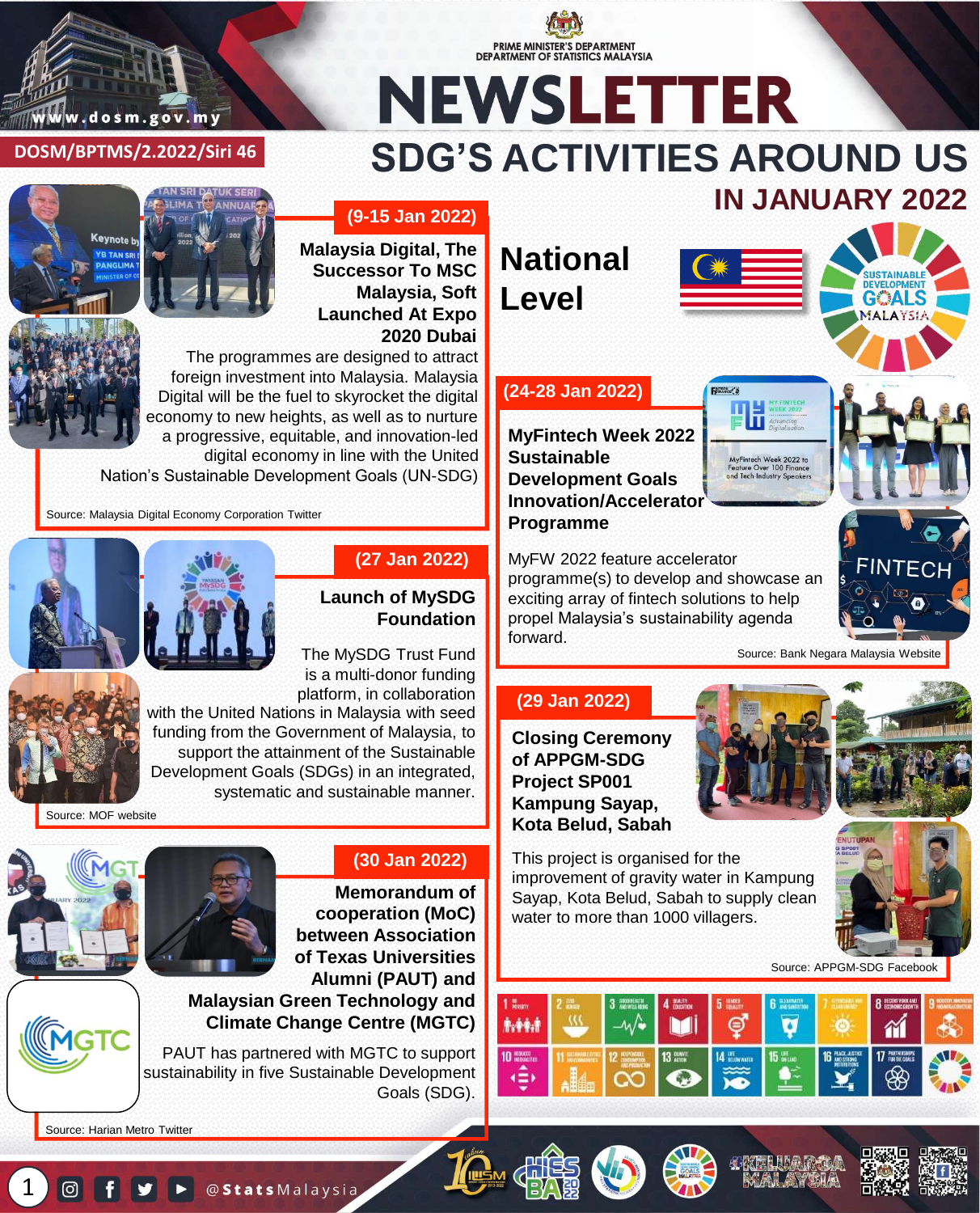PRIME MINISTER'S DEPARTMENT
DEPARTMENT OF STATISTICS MALAYSIA

# NEWSLETTER

DOSM/BPTMS/2.2022/Siri 46

## SDG'S ACTIVITIES AROUND US IN JANUARY 2022

## National Level

### (9-15 Jan 2022)

**Malaysia Digital, The Successor To MSC Malaysia, Soft Launched At Expo 2020 Dubai**

The programmes are designed to attract foreign investment into Malaysia. Malaysia Digital will be the fuel to skyrocket the digital economy to new heights, as well as to nurture a progressive, equitable, and innovation-led digital economy in line with the United Nation's Sustainable Development Goals (UN-SDG)

Source: Malaysia Digital Economy Corporation Twitter

### (24-28 Jan 2022)

**MyFintech Week 2022 Sustainable Development Goals Innovation/Accelerator Programme**

MyFW 2022 feature accelerator programme(s) to develop and showcase an exciting array of fintech solutions to help propel Malaysia's sustainability agenda forward.

Source: Bank Negara Malaysia Website

### (27 Jan 2022)

**Launch of MySDG Foundation**

The MySDG Trust Fund is a multi-donor funding platform, in collaboration with the United Nations in Malaysia with seed funding from the Government of Malaysia, to support the attainment of the Sustainable Development Goals (SDGs) in an integrated, systematic and sustainable manner.

Source: MOF website

### (29 Jan 2022)

**Closing Ceremony of APPGM-SDG Project SP001 Kampung Sayap, Kota Belud, Sabah**

This project is organised for the improvement of gravity water in Kampung Sayap, Kota Belud, Sabah to supply clean water to more than 1000 villagers.

Source: APPGM-SDG Facebook

### (30 Jan 2022)

**Memorandum of cooperation (MoC) between Association of Texas Universities Alumni (PAUT) and Malaysian Green Technology and Climate Change Centre (MGTC)**

PAUT has partnered with MGTC to support sustainability in five Sustainable Development Goals (SDG).

Source: Harian Metro Twitter

@StatsMalaysia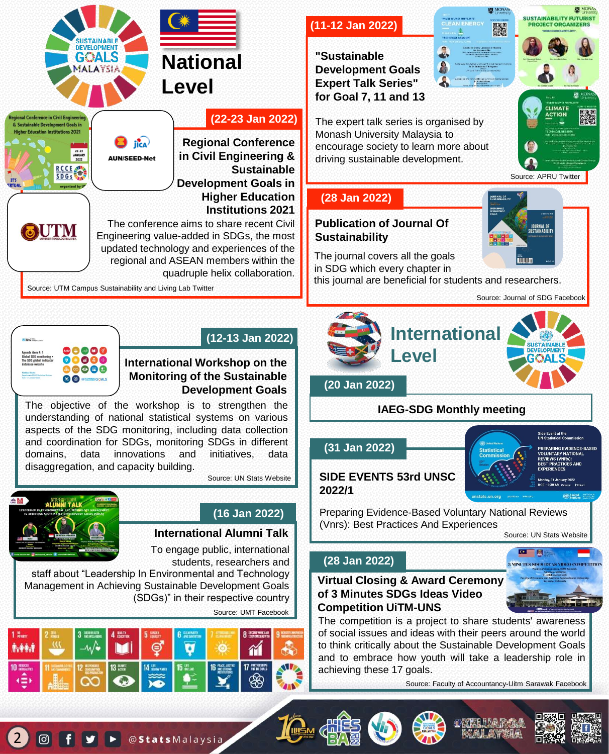# National Level

## (22-23 Jan 2022)

### Regional Conference in Civil Engineering & Sustainable Development Goals in Higher Education Institutions 2021

The conference aims to share recent Civil Engineering value-added in SDGs, the most updated technology and experiences of the regional and ASEAN members within the quadruple helix collaboration.

Source: UTM Campus Sustainability and Living Lab Twitter

## (11-12 Jan 2022)

### "Sustainable Development Goals Expert Talk Series" for Goal 7, 11 and 13

The expert talk series is organised by Monash University Malaysia to encourage society to learn more about driving sustainable development.

Source: APRU Twitter

## (28 Jan 2022)

### Publication of Journal Of Sustainability

The journal covers all the goals in SDG which every chapter in this journal are beneficial for students and researchers.

Source: Journal of SDG Facebook

## (12-13 Jan 2022)

### International Workshop on the Monitoring of the Sustainable Development Goals

The objective of the workshop is to strengthen the understanding of national statistical systems on various aspects of the SDG monitoring, including data collection and coordination for SDGs, monitoring SDGs in different domains, data innovations and initiatives, data disaggregation, and capacity building.

Source: UN Stats Website

## (16 Jan 2022)

### International Alumni Talk

To engage public, international students, researchers and staff about "Leadership In Environmental and Technology Management in Achieving Sustainable Development Goals (SDGs)" in their respective country

Source: UMT Facebook

# International Level

## (20 Jan 2022)

### IAEG-SDG Monthly meeting

## (31 Jan 2022)

### SIDE EVENTS 53rd UNSC 2022/1

Preparing Evidence-Based Voluntary National Reviews (Vnrs): Best Practices And Experiences

Source: UN Stats Website

## (28 Jan 2022)

### Virtual Closing & Award Ceremony of 3 Minutes SDGs Ideas Video Competition UiTM-UNS

The competition is a project to share students' awareness of social issues and ideas with their peers around the world to think critically about the Sustainable Development Goals and to embrace how youth will take a leadership role in achieving these 17 goals.

Source: Faculty of Accountancy-Uitm Sarawak Facebook

@StatsMalaysia